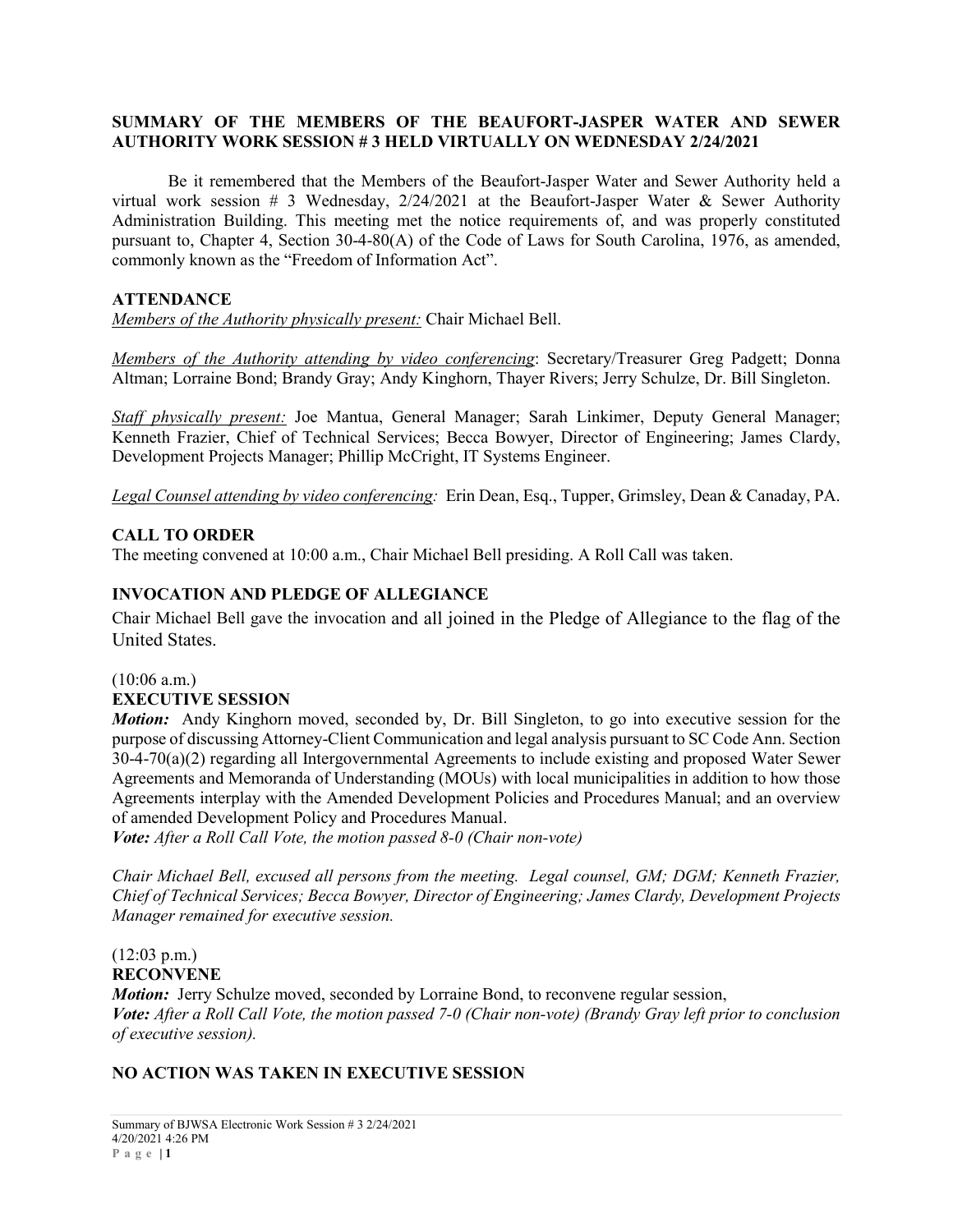**SUMMARY OF THE MEMBERS OF THE BEAUFORT-JASPER WATER AND SEWER AUTHORITY WORK SESSION # 3 HELD VIRTUALLY ON WEDNESDAY 2/24/2021**

Be it remembered that the Members of the Beaufort-Jasper Water and Sewer Authority held a virtual work session # 3 Wednesday, 2/24/2021 at the Beaufort-Jasper Water & Sewer Authority Administration Building. This meeting met the notice requirements of, and was properly constituted pursuant to, Chapter 4, Section 30-4-80(A) of the Code of Laws for South Carolina, 1976, as amended, commonly known as the "Freedom of Information Act".

**ATTENDANCE**

*Members of the Authority physically present:* Chair Michael Bell.

*Members of the Authority attending by video conferencing*: Secretary/Treasurer Greg Padgett; Donna Altman; Lorraine Bond; Brandy Gray; Andy Kinghorn, Thayer Rivers; Jerry Schulze, Dr. Bill Singleton.

*Staff physically present:* Joe Mantua, General Manager; Sarah Linkimer, Deputy General Manager; Kenneth Frazier, Chief of Technical Services; Becca Bowyer, Director of Engineering; James Clardy, Development Projects Manager; Phillip McCright, IT Systems Engineer.

*Legal Counsel attending by video conferencing:* Erin Dean, Esq., Tupper, Grimsley, Dean & Canaday, PA.

**CALL TO ORDER**

The meeting convened at 10:00 a.m., Chair Michael Bell presiding. A Roll Call was taken.

**INVOCATION AND PLEDGE OF ALLEGIANCE**

Chair Michael Bell gave the invocation and all joined in the Pledge of Allegiance to the flag of the United States.

(10:06 a.m.)

**EXECUTIVE SESSION**

***Motion:*** Andy Kinghorn moved, seconded by, Dr. Bill Singleton, to go into executive session for the purpose of discussing Attorney-Client Communication and legal analysis pursuant to SC Code Ann. Section 30-4-70(a)(2) regarding all Intergovernmental Agreements to include existing and proposed Water Sewer Agreements and Memoranda of Understanding (MOUs) with local municipalities in addition to how those Agreements interplay with the Amended Development Policies and Procedures Manual; and an overview of amended Development Policy and Procedures Manual.

***Vote:*** *After a Roll Call Vote, the motion passed 8-0 (Chair non-vote)*

*Chair Michael Bell, excused all persons from the meeting. Legal counsel, GM; DGM; Kenneth Frazier, Chief of Technical Services; Becca Bowyer, Director of Engineering; James Clardy, Development Projects Manager remained for executive session.*

(12:03 p.m.)

**RECONVENE**

***Motion:*** Jerry Schulze moved, seconded by Lorraine Bond, to reconvene regular session,

***Vote:*** *After a Roll Call Vote, the motion passed 7-0 (Chair non-vote) (Brandy Gray left prior to conclusion of executive session).*

**NO ACTION WAS TAKEN IN EXECUTIVE SESSION**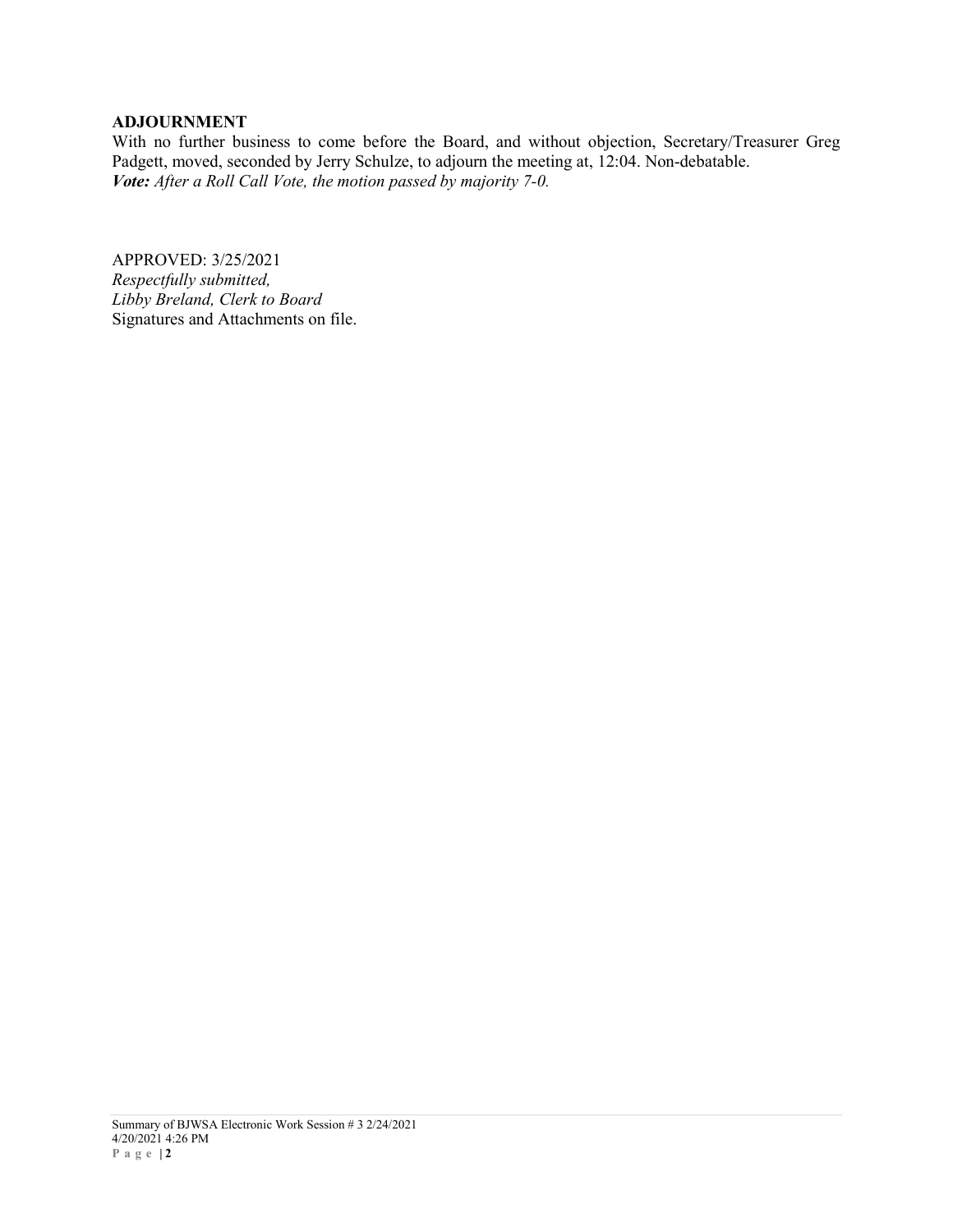**ADJOURNMENT**

With no further business to come before the Board, and without objection, Secretary/Treasurer Greg Padgett, moved, seconded by Jerry Schulze, to adjourn the meeting at, 12:04. Non-debatable.

***Vote:*** *After a Roll Call Vote, the motion passed by majority 7-0.*

APPROVED: 3/25/2021

*Respectfully submitted,*

*Libby Breland, Clerk to Board*

Signatures and Attachments on file.